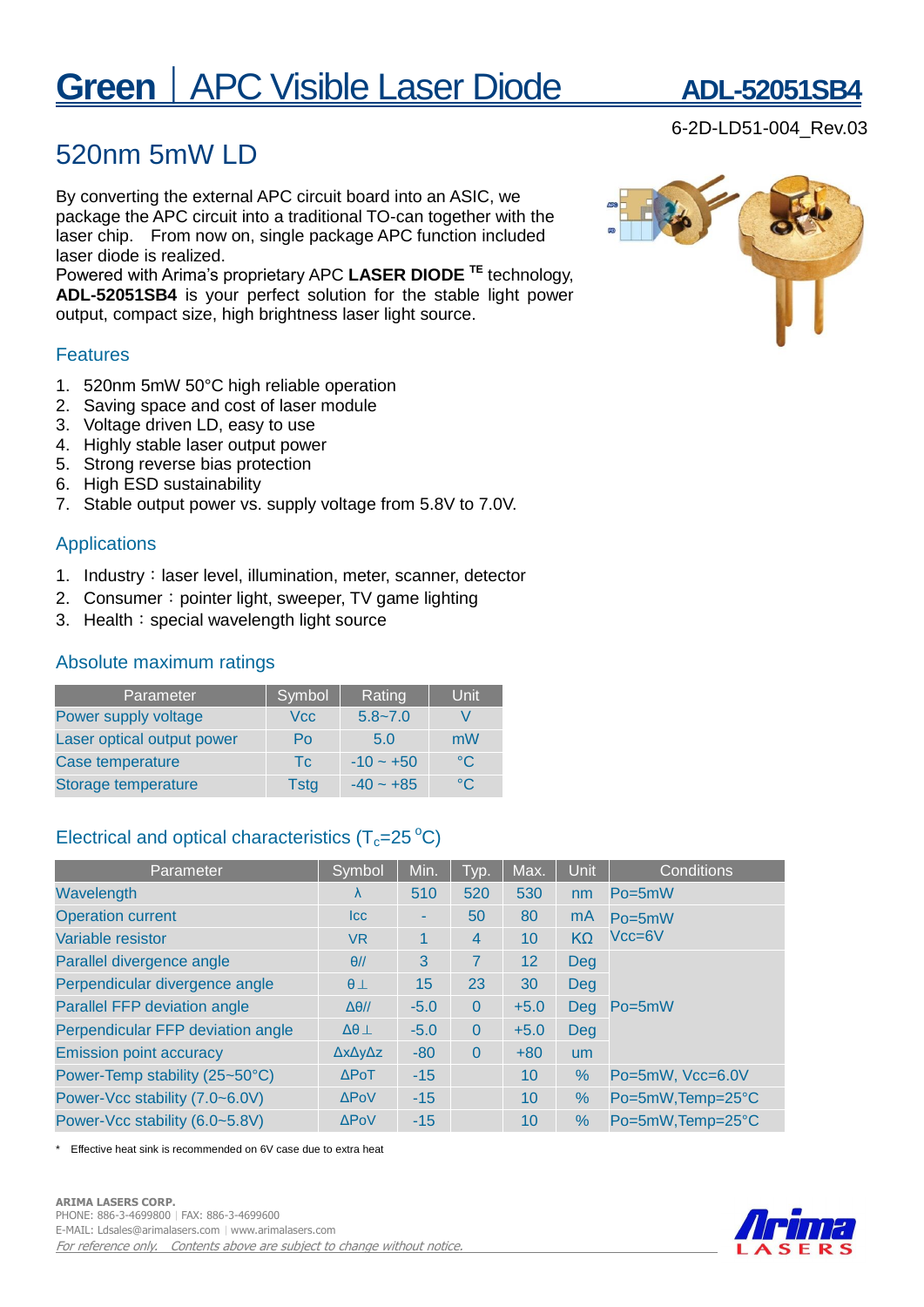# Green | APC Visible Laser Diode ADL-52051SB4

6-2D-LD51-004_Rev.03

## 520nm 5mW LD

By converting the external APC circuit board into an ASIC, we package the APC circuit into a traditional TO-can together with the laser chip. From now on, single package APC function included laser diode is realized.
Powered with Arima's proprietary APC **LASER DIODE** **TE** technology, **ADL-52051SB4** is your perfect solution for the stable light power output, compact size, high brightness laser light source.

### Features

1. 520nm 5mW 50°C high reliable operation
2. Saving space and cost of laser module
3. Voltage driven LD, easy to use
4. Highly stable laser output power
5. Strong reverse bias protection
6. High ESD sustainability
7. Stable output power vs. supply voltage from 5.8V to 7.0V.

### Applications

1. Industry：laser level, illumination, meter, scanner, detector
2. Consumer：pointer light, sweeper, TV game lighting
3. Health：special wavelength light source

### Absolute maximum ratings

| Parameter | Symbol | Rating | Unit |
|---|---|---|---|
| Power supply voltage | Vcc | 5.8~7.0 | V |
| Laser optical output power | Po | 5.0 | mW |
| Case temperature | Tc | -10 ~ +50 | °C |
| Storage temperature | Tstg | -40 ~ +85 | °C |

### Electrical and optical characteristics ($T_c$=25 °C)

| Parameter | Symbol | Min. | Typ. | Max. | Unit | Conditions |
|---|---|---|---|---|---|---|
| Wavelength | λ | 510 | 520 | 530 | nm | Po=5mW |
| Operation current | Icc | - | 50 | 80 | mA | Po=5mW Vcc=6V |
| Variable resistor | VR | 1 | 4 | 10 | KΩ | |
| Parallel divergence angle | θ// | 3 | 7 | 12 | Deg | Po=5mW |
| Perpendicular divergence angle | θ⊥ | 15 | 23 | 30 | Deg | |
| Parallel FFP deviation angle | Δθ// | -5.0 | 0 | +5.0 | Deg | |
| Perpendicular FFP deviation angle | Δθ⊥ | -5.0 | 0 | +5.0 | Deg | |
| Emission point accuracy | ΔxΔyΔz | -80 | 0 | +80 | um | |
| Power-Temp stability (25~50°C) | ΔPoT | -15 | | 10 | % | Po=5mW, Vcc=6.0V |
| Power-Vcc stability (7.0~6.0V) | ΔPoV | -15 | | 10 | % | Po=5mW,Temp=25°C |
| Power-Vcc stability (6.0~5.8V) | ΔPoV | -15 | | 10 | % | Po=5mW,Temp=25°C |

\* Effective heat sink is recommended on 6V case due to extra heat

**ARIMA LASERS CORP.**
PHONE: 886-3-4699800 | FAX: 886-3-4699600
E-MAIL: Ldsales@arimalasers.com | www.arimalasers.com
*For reference only. Contents above are subject to change without notice.*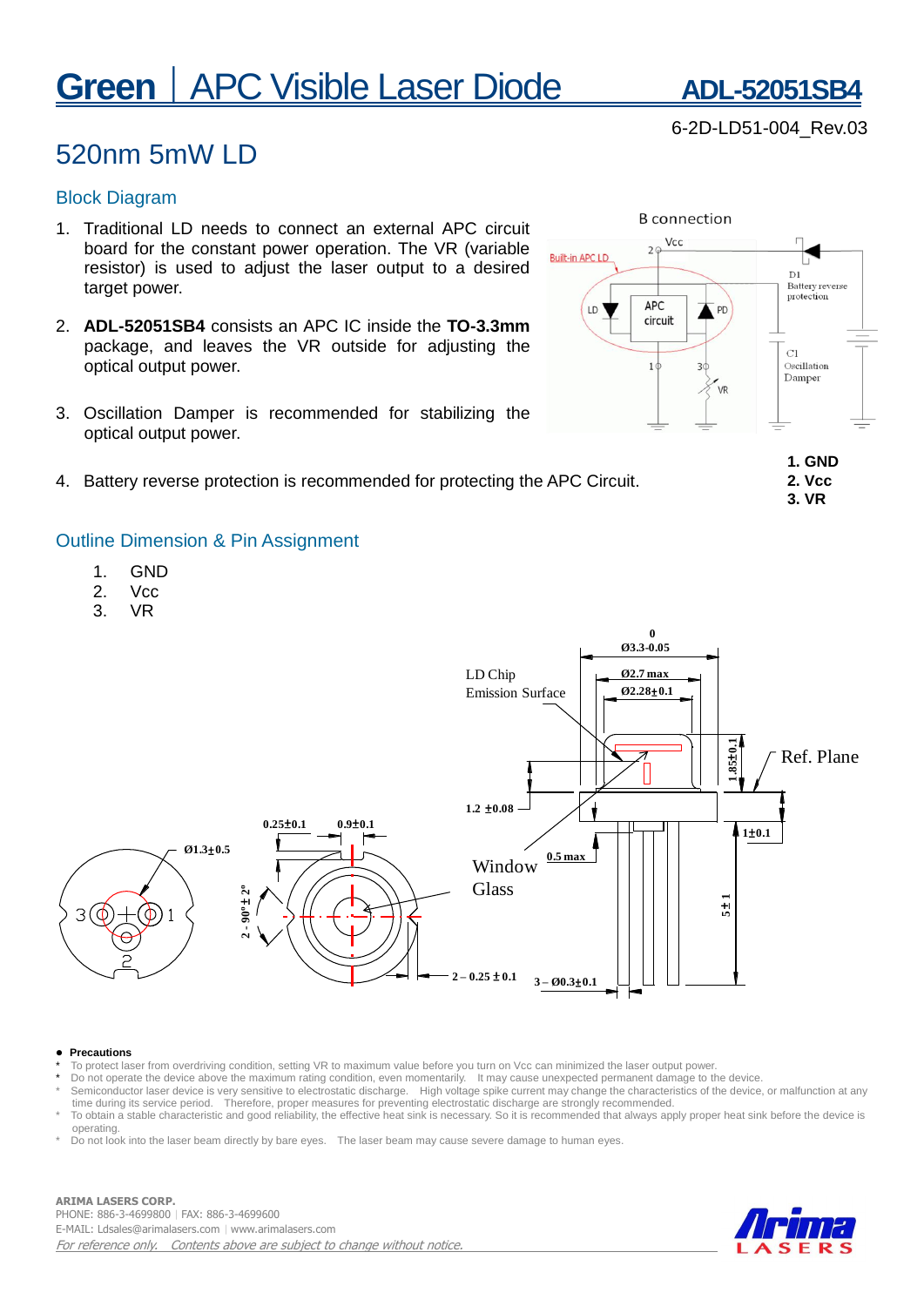# Green | APC Visible Laser Diode

**ADL-52051SB4**

6-2D-LD51-004_Rev.03

## 520nm 5mW LD

### Block Diagram

1. Traditional LD needs to connect an external APC circuit board for the constant power operation. The VR (variable resistor) is used to adjust the laser output to a desired target power.
2. **ADL-52051SB4** consists an APC IC inside the **TO-3.3mm** package, and leaves the VR outside for adjusting the optical output power.
3. Oscillation Damper is recommended for stabilizing the optical output power.
4. Battery reverse protection is recommended for protecting the APC Circuit.

B connection

Built-in APC LD

Vcc

2

LD

APC circuit

PD

1

3

VR

D1 Battery reverse protection

C1 Oscillation Damper

**1. GND**
**2. Vcc**
**3. VR**

### Outline Dimension & Pin Assignment

1. GND
2. Vcc
3. VR

Ø3.3-0.05 (0)

Ø2.7 max

Ø2.28±0.1

LD Chip Emission Surface

1.85±0.1

Ref. Plane

1.2 ±0.08

1±0.1

0.5 max

Window Glass

5±1

3 – Ø0.3±0.1

2 – 0.25 ± 0.1

0.25±0.1

0.9±0.1

Ø1.3±0.5

2 - 90°± 2°

3 1 2

- **Precautions**

* To protect laser from overdriving condition, setting VR to maximum value before you turn on Vcc can minimized the laser output power.
* Do not operate the device above the maximum rating condition, even momentarily. It may cause unexpected permanent damage to the device.
* Semiconductor laser device is very sensitive to electrostatic discharge. High voltage spike current may change the characteristics of the device, or malfunction at any time during its service period. Therefore, proper measures for preventing electrostatic discharge are strongly recommended.
* To obtain a stable characteristic and good reliability, the effective heat sink is necessary. So it is recommended that always apply proper heat sink before the device is operating.
* Do not look into the laser beam directly by bare eyes. The laser beam may cause severe damage to human eyes.

**ARIMA LASERS CORP.**
PHONE: 886-3-4699800 | FAX: 886-3-4699600
E-MAIL: Ldsales@arimalasers.com | www.arimalasers.com
*For reference only. Contents above are subject to change without notice.*

Arima LASERS